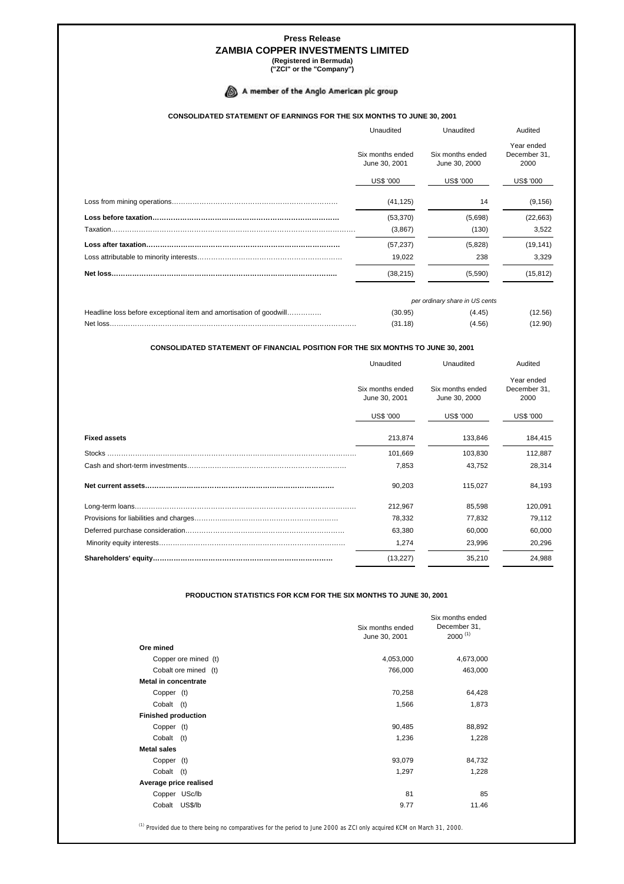**Press Release**

# ZAMBIA COPPER INVESTMENTS LIMITED

**(Registered in Bermuda)**
**("ZCI" or the "Company")**

A member of the Anglo American plc group

### CONSOLIDATED STATEMENT OF EARNINGS FOR THE SIX MONTHS TO JUNE 30, 2001

| | Unaudited | Unaudited | Audited |
|---|---|---|---|
| | Six months ended June 30, 2001 | Six months ended June 30, 2000 | Year ended December 31, 2000 |
| | US$ '000 | US$ '000 | US$ '000 |
| Loss from mining operations | (41,125) | 14 | (9,156) |
| **Loss before taxation** | (53,370) | (5,698) | (22,663) |
| Taxation | (3,867) | (130) | 3,522 |
| **Loss after taxation** | (57,237) | (5,828) | (19,141) |
| Loss attributable to minority interests | 19,022 | 238 | 3,329 |
| **Net loss** | (38,215) | (5,590) | (15,812) |
| | *per ordinary share in US cents* | | |
| Headline loss before exceptional item and amortisation of goodwill | (30.95) | (4.45) | (12.56) |
| Net loss | (31.18) | (4.56) | (12.90) |

### CONSOLIDATED STATEMENT OF FINANCIAL POSITION FOR THE SIX MONTHS TO JUNE 30, 2001

| | Unaudited | Unaudited | Audited |
|---|---|---|---|
| | Six months ended June 30, 2001 | Six months ended June 30, 2000 | Year ended December 31, 2000 |
| | US$ '000 | US$ '000 | US$ '000 |
| **Fixed assets** | 213,874 | 133,846 | 184,415 |
| Stocks | 101,669 | 103,830 | 112,887 |
| Cash and short-term investments | 7,853 | 43,752 | 28,314 |
| **Net current assets** | 90,203 | 115,027 | 84,193 |
| Long-term loans | 212,967 | 85,598 | 120,091 |
| Provisions for liabilities and charges | 78,332 | 77,832 | 79,112 |
| Deferred purchase consideration | 63,380 | 60,000 | 60,000 |
| Minority equity interests | 1,274 | 23,996 | 20,296 |
| **Shareholders' equity** | (13,227) | 35,210 | 24,988 |

### PRODUCTION STATISTICS FOR KCM FOR THE SIX MONTHS TO JUNE 30, 2001

| | Six months ended June 30, 2001 | Six months ended December 31, 2000 [(1)] |
|---|---|---|
| **Ore mined** | | |
| Copper ore mined (t) | 4,053,000 | 4,673,000 |
| Cobalt ore mined (t) | 766,000 | 463,000 |
| **Metal in concentrate** | | |
| Copper (t) | 70,258 | 64,428 |
| Cobalt (t) | 1,566 | 1,873 |
| **Finished production** | | |
| Copper (t) | 90,485 | 88,892 |
| Cobalt (t) | 1,236 | 1,228 |
| **Metal sales** | | |
| Copper (t) | 93,079 | 84,732 |
| Cobalt (t) | 1,297 | 1,228 |
| **Average price realised** | | |
| Copper USc/lb | 81 | 85 |
| Cobalt US$/lb | 9.77 | 11.46 |

(1) Provided due to there being no comparatives for the period to June 2000 as ZCI only acquired KCM on March 31, 2000.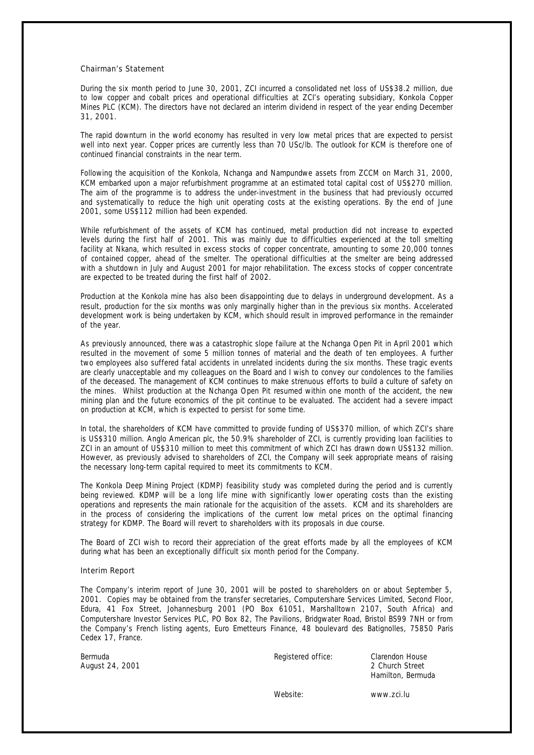## Chairman's Statement

During the six month period to June 30, 2001, ZCI incurred a consolidated net loss of US$38.2 million, due to low copper and cobalt prices and operational difficulties at ZCI's operating subsidiary, Konkola Copper Mines PLC (KCM). The directors have not declared an interim dividend in respect of the year ending December 31, 2001.

The rapid downturn in the world economy has resulted in very low metal prices that are expected to persist well into next year. Copper prices are currently less than 70 USc/lb. The outlook for KCM is therefore one of continued financial constraints in the near term.

Following the acquisition of the Konkola, Nchanga and Nampundwe assets from ZCCM on March 31, 2000, KCM embarked upon a major refurbishment programme at an estimated total capital cost of US$270 million. The aim of the programme is to address the under-investment in the business that had previously occurred and systematically to reduce the high unit operating costs at the existing operations. By the end of June 2001, some US$112 million had been expended.

While refurbishment of the assets of KCM has continued, metal production did not increase to expected levels during the first half of 2001. This was mainly due to difficulties experienced at the toll smelting facility at Nkana, which resulted in excess stocks of copper concentrate, amounting to some 20,000 tonnes of contained copper, ahead of the smelter. The operational difficulties at the smelter are being addressed with a shutdown in July and August 2001 for major rehabilitation. The excess stocks of copper concentrate are expected to be treated during the first half of 2002.

Production at the Konkola mine has also been disappointing due to delays in underground development. As a result, production for the six months was only marginally higher than in the previous six months. Accelerated development work is being undertaken by KCM, which should result in improved performance in the remainder of the year.

As previously announced, there was a catastrophic slope failure at the Nchanga Open Pit in April 2001 which resulted in the movement of some 5 million tonnes of material and the death of ten employees. A further two employees also suffered fatal accidents in unrelated incidents during the six months. These tragic events are clearly unacceptable and my colleagues on the Board and I wish to convey our condolences to the families of the deceased. The management of KCM continues to make strenuous efforts to build a culture of safety on the mines. Whilst production at the Nchanga Open Pit resumed within one month of the accident, the new mining plan and the future economics of the pit continue to be evaluated. The accident had a severe impact on production at KCM, which is expected to persist for some time.

In total, the shareholders of KCM have committed to provide funding of US$370 million, of which ZCI's share is US$310 million. Anglo American plc, the 50.9% shareholder of ZCI, is currently providing loan facilities to ZCI in an amount of US$310 million to meet this commitment of which ZCI has drawn down US$132 million. However, as previously advised to shareholders of ZCI, the Company will seek appropriate means of raising the necessary long-term capital required to meet its commitments to KCM.

The Konkola Deep Mining Project (KDMP) feasibility study was completed during the period and is currently being reviewed. KDMP will be a long life mine with significantly lower operating costs than the existing operations and represents the main rationale for the acquisition of the assets. KCM and its shareholders are in the process of considering the implications of the current low metal prices on the optimal financing strategy for KDMP. The Board will revert to shareholders with its proposals in due course.

The Board of ZCI wish to record their appreciation of the great efforts made by all the employees of KCM during what has been an exceptionally difficult six month period for the Company.

## Interim Report

The Company's interim report of June 30, 2001 will be posted to shareholders on or about September 5, 2001. Copies may be obtained from the transfer secretaries, Computershare Services Limited, Second Floor, Edura, 41 Fox Street, Johannesburg 2001 (PO Box 61051, Marshalltown 2107, South Africa) and Computershare Investor Services PLC, PO Box 82, The Pavilions, Bridgwater Road, Bristol BS99 7NH or from the Company's French listing agents, Euro Emetteurs Finance, 48 boulevard des Batignolles, 75850 Paris Cedex 17, France.

Bermuda
August 24, 2001

Registered office: Clarendon House
2 Church Street
Hamilton, Bermuda

Website: www.zci.lu